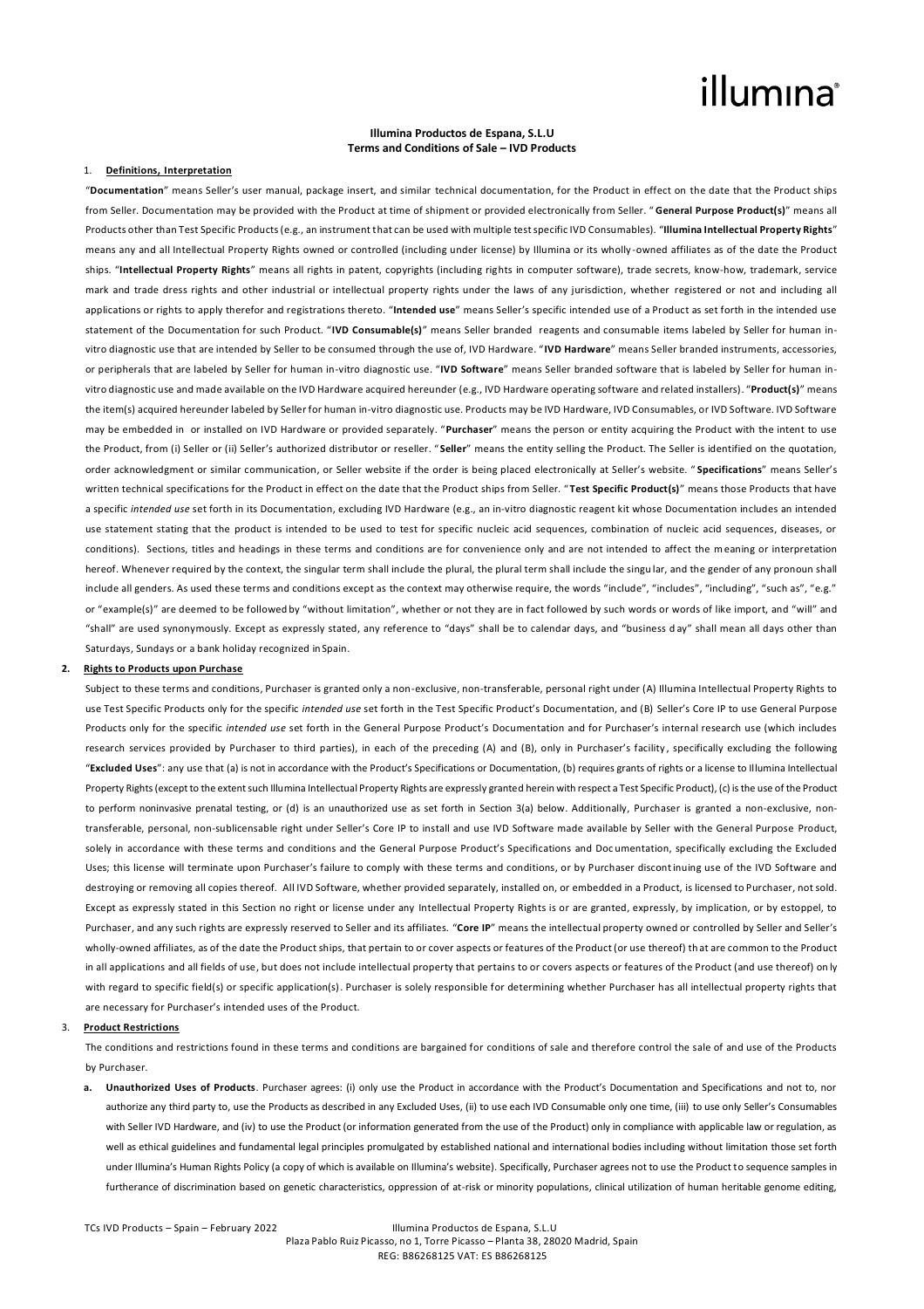illumina®

**Illumina Productos de Espana, S.L.U**
**Terms and Conditions of Sale – IVD Products**

1. **Definitions, Interpretation**

"**Documentation**" means Seller's user manual, package insert, and similar technical documentation, for the Product in effect on the date that the Product ships from Seller. Documentation may be provided with the Product at time of shipment or provided electronically from Seller. "**General Purpose Product(s)**" means all Products other than Test Specific Products (e.g., an instrument that can be used with multiple test specific IVD Consumables). "**Illumina Intellectual Property Rights**" means any and all Intellectual Property Rights owned or controlled (including under license) by Illumina or its wholly-owned affiliates as of the date the Product ships. "**Intellectual Property Rights**" means all rights in patent, copyrights (including rights in computer software), trade secrets, know-how, trademark, service mark and trade dress rights and other industrial or intellectual property rights under the laws of any jurisdiction, whether registered or not and including all applications or rights to apply therefor and registrations thereto. "**Intended use**" means Seller's specific intended use of a Product as set forth in the intended use statement of the Documentation for such Product. "**IVD Consumable(s)**" means Seller branded reagents and consumable items labeled by Seller for human in-vitro diagnostic use that are intended by Seller to be consumed through the use of, IVD Hardware. "**IVD Hardware**" means Seller branded instruments, accessories, or peripherals that are labeled by Seller for human in-vitro diagnostic use. "**IVD Software**" means Seller branded software that is labeled by Seller for human in-vitro diagnostic use and made available on the IVD Hardware acquired hereunder (e.g., IVD Hardware operating software and related installers). "**Product(s)**" means the item(s) acquired hereunder labeled by Seller for human in-vitro diagnostic use. Products may be IVD Hardware, IVD Consumables, or IVD Software. IVD Software may be embedded in or installed on IVD Hardware or provided separately. "**Purchaser**" means the person or entity acquiring the Product with the intent to use the Product, from (i) Seller or (ii) Seller's authorized distributor or reseller. "**Seller**" means the entity selling the Product. The Seller is identified on the quotation, order acknowledgment or similar communication, or Seller website if the order is being placed electronically at Seller's website. "**Specifications**" means Seller's written technical specifications for the Product in effect on the date that the Product ships from Seller. "**Test Specific Product(s)**" means those Products that have a specific *intended use* set forth in its Documentation, excluding IVD Hardware (e.g., an in-vitro diagnostic reagent kit whose Documentation includes an intended use statement stating that the product is intended to be used to test for specific nucleic acid sequences, combination of nucleic acid sequences, diseases, or conditions). Sections, titles and headings in these terms and conditions are for convenience only and are not intended to affect the meaning or interpretation hereof. Whenever required by the context, the singular term shall include the plural, the plural term shall include the singular, and the gender of any pronoun shall include all genders. As used these terms and conditions except as the context may otherwise require, the words "include", "includes", "including", "such as", "e.g." or "example(s)" are deemed to be followed by "without limitation", whether or not they are in fact followed by such words or words of like import, and "will" and "shall" are used synonymously. Except as expressly stated, any reference to "days" shall be to calendar days, and "business day" shall mean all days other than Saturdays, Sundays or a bank holiday recognized in Spain.

2. **Rights to Products upon Purchase**

Subject to these terms and conditions, Purchaser is granted only a non-exclusive, non-transferable, personal right under (A) Illumina Intellectual Property Rights to use Test Specific Products only for the specific *intended use* set forth in the Test Specific Product's Documentation, and (B) Seller's Core IP to use General Purpose Products only for the specific *intended use* set forth in the General Purpose Product's Documentation and for Purchaser's internal research use (which includes research services provided by Purchaser to third parties), in each of the preceding (A) and (B), only in Purchaser's facility, specifically excluding the following "**Excluded Uses**": any use that (a) is not in accordance with the Product's Specifications or Documentation, (b) requires grants of rights or a license to Illumina Intellectual Property Rights (except to the extent such Illumina Intellectual Property Rights are expressly granted herein with respect a Test Specific Product), (c) is the use of the Product to perform noninvasive prenatal testing, or (d) is an unauthorized use as set forth in Section 3(a) below. Additionally, Purchaser is granted a non-exclusive, non-transferable, personal, non-sublicensable right under Seller's Core IP to install and use IVD Software made available by Seller with the General Purpose Product, solely in accordance with these terms and conditions and the General Purpose Product's Specifications and Documentation, specifically excluding the Excluded Uses; this license will terminate upon Purchaser's failure to comply with these terms and conditions, or by Purchaser discontinuing use of the IVD Software and destroying or removing all copies thereof. All IVD Software, whether provided separately, installed on, or embedded in a Product, is licensed to Purchaser, not sold. Except as expressly stated in this Section no right or license under any Intellectual Property Rights is or are granted, expressly, by implication, or by estoppel, to Purchaser, and any such rights are expressly reserved to Seller and its affiliates. "**Core IP**" means the intellectual property owned or controlled by Seller and Seller's wholly-owned affiliates, as of the date the Product ships, that pertain to or cover aspects or features of the Product (or use thereof) that are common to the Product in all applications and all fields of use, but does not include intellectual property that pertains to or covers aspects or features of the Product (and use thereof) only with regard to specific field(s) or specific application(s). Purchaser is solely responsible for determining whether Purchaser has all intellectual property rights that are necessary for Purchaser's intended uses of the Product.

3. **Product Restrictions**

The conditions and restrictions found in these terms and conditions are bargained for conditions of sale and therefore control the sale of and use of the Products by Purchaser.

a. **Unauthorized Uses of Products**. Purchaser agrees: (i) only use the Product in accordance with the Product's Documentation and Specifications and not to, nor authorize any third party to, use the Products as described in any Excluded Uses, (ii) to use each IVD Consumable only one time, (iii) to use only Seller's Consumables with Seller IVD Hardware, and (iv) to use the Product (or information generated from the use of the Product) only in compliance with applicable law or regulation, as well as ethical guidelines and fundamental legal principles promulgated by established national and international bodies including without limitation those set forth under Illumina's Human Rights Policy (a copy of which is available on Illumina's website). Specifically, Purchaser agrees not to use the Product to sequence samples in furtherance of discrimination based on genetic characteristics, oppression of at-risk or minority populations, clinical utilization of human heritable genome editing,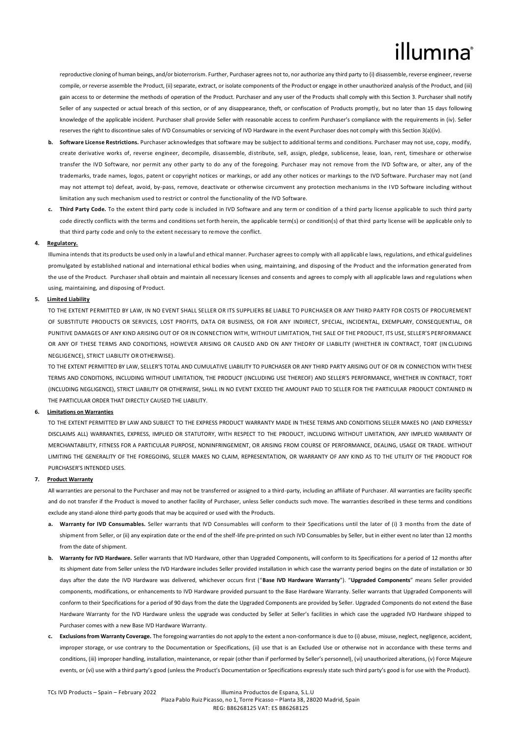reproductive cloning of human beings, and/or bioterrorism. Further, Purchaser agrees not to, nor authorize any third party to (i) disassemble, reverse engineer, reverse compile, or reverse assemble the Product, (ii) separate, extract, or isolate components of the Product or engage in other unauthorized analysis of the Product, and (iii) gain access to or determine the methods of operation of the Product. Purchaser and any user of the Products shall comply with this Section 3. Purchaser shall notify Seller of any suspected or actual breach of this section, or of any disappearance, theft, or confiscation of Products promptly, but no later than 15 days following knowledge of the applicable incident. Purchaser shall provide Seller with reasonable access to confirm Purchaser's compliance with the requirements in (iv). Seller reserves the right to discontinue sales of IVD Consumables or servicing of IVD Hardware in the event Purchaser does not comply with this Section 3(a)(iv).

b. **Software License Restrictions.** Purchaser acknowledges that software may be subject to additional terms and conditions. Purchaser may not use, copy, modify, create derivative works of, reverse engineer, decompile, disassemble, distribute, sell, assign, pledge, sublicense, lease, loan, rent, timeshare or otherwise transfer the IVD Software, nor permit any other party to do any of the foregoing. Purchaser may not remove from the IVD Software, or alter, any of the trademarks, trade names, logos, patent or copyright notices or markings, or add any other notices or markings to the IVD Software. Purchaser may not (and may not attempt to) defeat, avoid, by-pass, remove, deactivate or otherwise circumvent any protection mechanisms in the IVD Software including without limitation any such mechanism used to restrict or control the functionality of the IVD Software.

c. **Third Party Code.** To the extent third party code is included in IVD Software and any term or condition of a third party license applicable to such third party code directly conflicts with the terms and conditions set forth herein, the applicable term(s) or condition(s) of that third party license will be applicable only to that third party code and only to the extent necessary to remove the conflict.

**4. Regulatory.**

Illumina intends that its products be used only in a lawful and ethical manner. Purchaser agrees to comply with all applicable laws, regulations, and ethical guidelines promulgated by established national and international ethical bodies when using, maintaining, and disposing of the Product and the information generated from the use of the Product. Purchaser shall obtain and maintain all necessary licenses and consents and agrees to comply with all applicable laws and regulations when using, maintaining, and disposing of Product.

**5. Limited Liability**

TO THE EXTENT PERMITTED BY LAW, IN NO EVENT SHALL SELLER OR ITS SUPPLIERS BE LIABLE TO PURCHASER OR ANY THIRD PARTY FOR COSTS OF PROCUREMENT OF SUBSTITUTE PRODUCTS OR SERVICES, LOST PROFITS, DATA OR BUSINESS, OR FOR ANY INDIRECT, SPECIAL, INCIDENTAL, EXEMPLARY, CONSEQUENTIAL, OR PUNITIVE DAMAGES OF ANY KIND ARISING OUT OF OR IN CONNECTION WITH, WITHOUT LIMITATION, THE SALE OF THE PRODUCT, ITS USE, SELLER'S PERFORMANCE OR ANY OF THESE TERMS AND CONDITIONS, HOWEVER ARISING OR CAUSED AND ON ANY THEORY OF LIABILITY (WHETHER IN CONTRACT, TORT (INCLUDING NEGLIGENCE), STRICT LIABILITY OR OTHERWISE).

TO THE EXTENT PERMITTED BY LAW, SELLER'S TOTAL AND CUMULATIVE LIABILITY TO PURCHASER OR ANY THIRD PARTY ARISING OUT OF OR IN CONNECTION WITH THESE TERMS AND CONDITIONS, INCLUDING WITHOUT LIMITATION, THE PRODUCT (INCLUDING USE THEREOF) AND SELLER'S PERFORMANCE, WHETHER IN CONTRACT, TORT (INCLUDING NEGLIGENCE), STRICT LIABILITY OR OTHERWISE, SHALL IN NO EVENT EXCEED THE AMOUNT PAID TO SELLER FOR THE PARTICULAR PRODUCT CONTAINED IN THE PARTICULAR ORDER THAT DIRECTLY CAUSED THE LIABILITY.

**6. Limitations on Warranties**

TO THE EXTENT PERMITTED BY LAW AND SUBJECT TO THE EXPRESS PRODUCT WARRANTY MADE IN THESE TERMS AND CONDITIONS SELLER MAKES NO (AND EXPRESSLY DISCLAIMS ALL) WARRANTIES, EXPRESS, IMPLIED OR STATUTORY, WITH RESPECT TO THE PRODUCT, INCLUDING WITHOUT LIMITATION, ANY IMPLIED WARRANTY OF MERCHANTABILITY, FITNESS FOR A PARTICULAR PURPOSE, NONINFRINGEMENT, OR ARISING FROM COURSE OF PERFORMANCE, DEALING, USAGE OR TRADE. WITHOUT LIMITING THE GENERALITY OF THE FOREGOING, SELLER MAKES NO CLAIM, REPRESENTATION, OR WARRANTY OF ANY KIND AS TO THE UTILITY OF THE PRODUCT FOR PURCHASER'S INTENDED USES.

**7. Product Warranty**

All warranties are personal to the Purchaser and may not be transferred or assigned to a third-party, including an affiliate of Purchaser. All warranties are facility specific and do not transfer if the Product is moved to another facility of Purchaser, unless Seller conducts such move. The warranties described in these terms and conditions exclude any stand-alone third-party goods that may be acquired or used with the Products.

a. **Warranty for IVD Consumables.** Seller warrants that IVD Consumables will conform to their Specifications until the later of (i) 3 months from the date of shipment from Seller, or (ii) any expiration date or the end of the shelf-life pre-printed on such IVD Consumables by Seller, but in either event no later than 12 months from the date of shipment.

b. **Warranty for IVD Hardware.** Seller warrants that IVD Hardware, other than Upgraded Components, will conform to its Specifications for a period of 12 months after its shipment date from Seller unless the IVD Hardware includes Seller provided installation in which case the warranty period begins on the date of installation or 30 days after the date the IVD Hardware was delivered, whichever occurs first ("**Base IVD Hardware Warranty**"). "**Upgraded Components**" means Seller provided components, modifications, or enhancements to IVD Hardware provided pursuant to the Base Hardware Warranty. Seller warrants that Upgraded Components will conform to their Specifications for a period of 90 days from the date the Upgraded Components are provided by Seller. Upgraded Components do not extend the Base Hardware Warranty for the IVD Hardware unless the upgrade was conducted by Seller at Seller's facilities in which case the upgraded IVD Hardware shipped to Purchaser comes with a new Base IVD Hardware Warranty.

c. **Exclusions from Warranty Coverage.** The foregoing warranties do not apply to the extent a non-conformance is due to (i) abuse, misuse, neglect, negligence, accident, improper storage, or use contrary to the Documentation or Specifications, (ii) use that is an Excluded Use or otherwise not in accordance with these terms and conditions, (iii) improper handling, installation, maintenance, or repair (other than if performed by Seller's personnel), (vi) unauthorized alterations, (v) Force Majeure events, or (vi) use with a third party's good (unless the Product's Documentation or Specifications expressly state such third party's good is for use with the Product).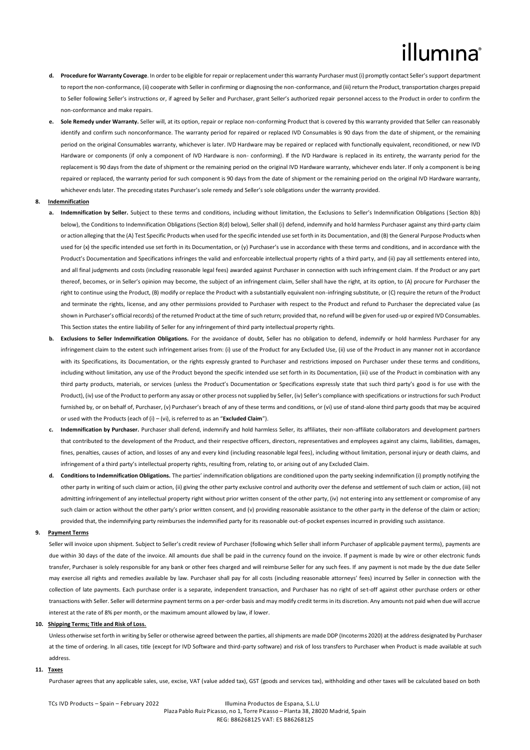- **d. Procedure for Warranty Coverage**. In order to be eligible for repair or replacement under this warranty Purchaser must (i) promptly contact Seller's support department to report the non-conformance, (ii) cooperate with Seller in confirming or diagnosing the non-conformance, and (iii) return the Product, transportation charges prepaid to Seller following Seller's instructions or, if agreed by Seller and Purchaser, grant Seller's authorized repair personnel access to the Product in order to confirm the non-conformance and make repairs.
- **e. Sole Remedy under Warranty.** Seller will, at its option, repair or replace non-conforming Product that is covered by this warranty provided that Seller can reasonably identify and confirm such nonconformance. The warranty period for repaired or replaced IVD Consumables is 90 days from the date of shipment, or the remaining period on the original Consumables warranty, whichever is later. IVD Hardware may be repaired or replaced with functionally equivalent, reconditioned, or new IVD Hardware or components (if only a component of IVD Hardware is non- conforming). If the IVD Hardware is replaced in its entirety, the warranty period for the replacement is 90 days from the date of shipment or the remaining period on the original IVD Hardware warranty, whichever ends later. If only a component is being repaired or replaced, the warranty period for such component is 90 days from the date of shipment or the remaining period on the original IVD Hardware warranty, whichever ends later. The preceding states Purchaser's sole remedy and Seller's sole obligations under the warranty provided.

**8. Indemnification**

- **a. Indemnification by Seller.** Subject to these terms and conditions, including without limitation, the Exclusions to Seller's Indemnification Obligations (Section 8(b) below), the Conditions to Indemnification Obligations (Section 8(d) below), Seller shall (i) defend, indemnify and hold harmless Purchaser against any third-party claim or action alleging that the (A) Test Specific Products when used for the specific intended use set forth in its Documentation, and (B) the General Purpose Products when used for (x) the specific intended use set forth in its Documentation, or (y) Purchaser's use in accordance with these terms and conditions, and in accordance with the Product's Documentation and Specifications infringes the valid and enforceable intellectual property rights of a third party, and (ii) pay all settlements entered into, and all final judgments and costs (including reasonable legal fees) awarded against Purchaser in connection with such infringement claim. If the Product or any part thereof, becomes, or in Seller's opinion may become, the subject of an infringement claim, Seller shall have the right, at its option, to (A) procure for Purchaser the right to continue using the Product, (B) modify or replace the Product with a substantially equivalent non-infringing substitute, or (C) require the return of the Product and terminate the rights, license, and any other permissions provided to Purchaser with respect to the Product and refund to Purchaser the depreciated value (as shown in Purchaser's official records) of the returned Product at the time of such return; provided that, no refund will be given for used-up or expired IVD Consumables. This Section states the entire liability of Seller for any infringement of third party intellectual property rights.
- **b. Exclusions to Seller Indemnification Obligations.** For the avoidance of doubt, Seller has no obligation to defend, indemnify or hold harmless Purchaser for any infringement claim to the extent such infringement arises from: (i) use of the Product for any Excluded Use, (ii) use of the Product in any manner not in accordance with its Specifications, its Documentation, or the rights expressly granted to Purchaser and restrictions imposed on Purchaser under these terms and conditions, including without limitation, any use of the Product beyond the specific intended use set forth in its Documentation, (iii) use of the Product in combination with any third party products, materials, or services (unless the Product's Documentation or Specifications expressly state that such third party's good is for use with the Product), (iv) use of the Product to perform any assay or other process not supplied by Seller, (iv) Seller's compliance with specifications or instructions for such Product furnished by, or on behalf of, Purchaser, (v) Purchaser's breach of any of these terms and conditions, or (vi) use of stand-alone third party goods that may be acquired or used with the Products (each of (i) – (vi), is referred to as an "**Excluded Claim**").
- **c. Indemnification by Purchaser.** Purchaser shall defend, indemnify and hold harmless Seller, its affiliates, their non-affiliate collaborators and development partners that contributed to the development of the Product, and their respective officers, directors, representatives and employees against any claims, liabilities, damages, fines, penalties, causes of action, and losses of any and every kind (including reasonable legal fees), including without limitation, personal injury or death claims, and infringement of a third party's intellectual property rights, resulting from, relating to, or arising out of any Excluded Claim.
- **d. Conditions to Indemnification Obligations.** The parties' indemnification obligations are conditioned upon the party seeking indemnification (i) promptly notifying the other party in writing of such claim or action, (ii) giving the other party exclusive control and authority over the defense and settlement of such claim or action, (iii) not admitting infringement of any intellectual property right without prior written consent of the other party, (iv) not entering into any settlement or compromise of any such claim or action without the other party's prior written consent, and (v) providing reasonable assistance to the other party in the defense of the claim or action; provided that, the indemnifying party reimburses the indemnified party for its reasonable out-of-pocket expenses incurred in providing such assistance.

**9. Payment Terms**

Seller will invoice upon shipment. Subject to Seller's credit review of Purchaser (following which Seller shall inform Purchaser of applicable payment terms), payments are due within 30 days of the date of the invoice. All amounts due shall be paid in the currency found on the invoice. If payment is made by wire or other electronic funds transfer, Purchaser is solely responsible for any bank or other fees charged and will reimburse Seller for any such fees. If any payment is not made by the due date Seller may exercise all rights and remedies available by law. Purchaser shall pay for all costs (including reasonable attorneys' fees) incurred by Seller in connection with the collection of late payments. Each purchase order is a separate, independent transaction, and Purchaser has no right of set-off against other purchase orders or other transactions with Seller. Seller will determine payment terms on a per-order basis and may modify credit terms in its discretion. Any amounts not paid when due will accrue interest at the rate of 8% per month, or the maximum amount allowed by law, if lower.

**10. Shipping Terms; Title and Risk of Loss.**

Unless otherwise set forth in writing by Seller or otherwise agreed between the parties, all shipments are made DDP (Incoterms 2020) at the address designated by Purchaser at the time of ordering. In all cases, title (except for IVD Software and third-party software) and risk of loss transfers to Purchaser when Product is made available at such address.

**11. Taxes**

Purchaser agrees that any applicable sales, use, excise, VAT (value added tax), GST (goods and services tax), withholding and other taxes will be calculated based on both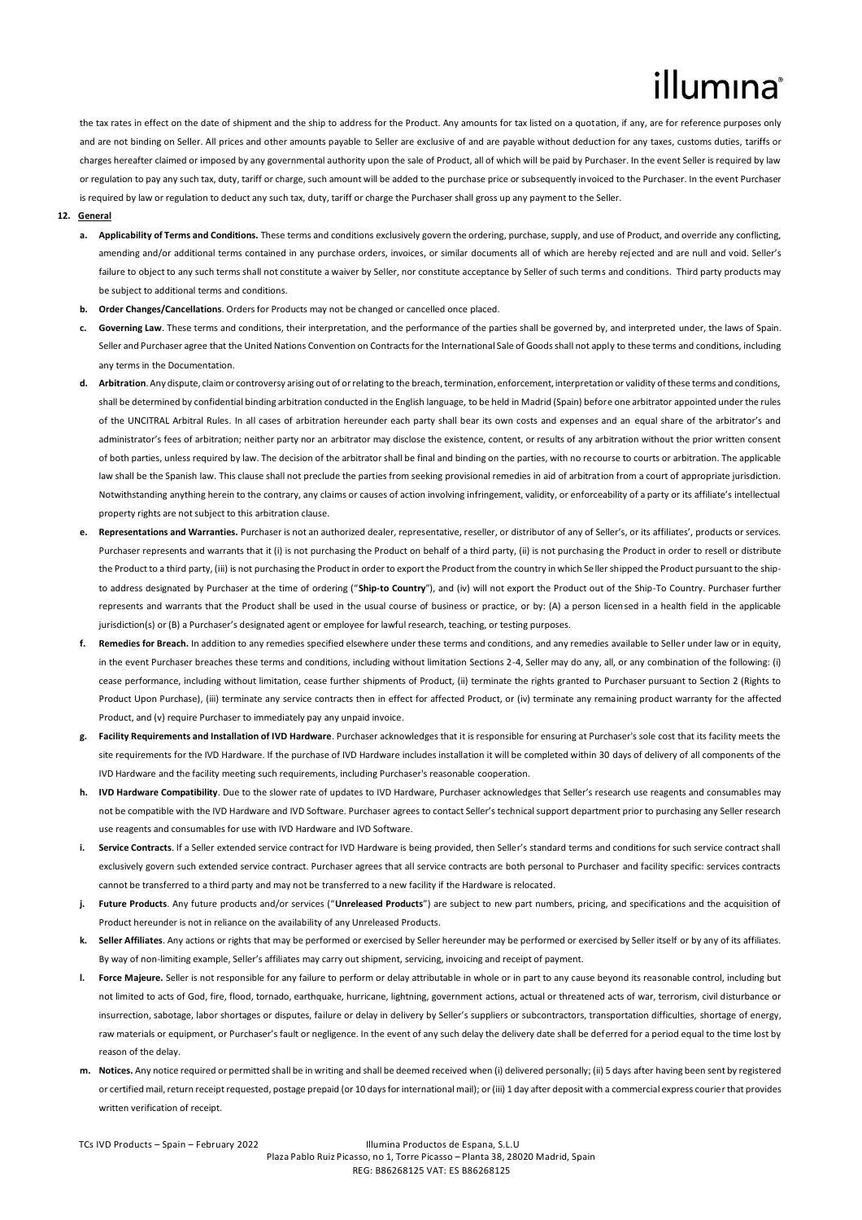the tax rates in effect on the date of shipment and the ship to address for the Product. Any amounts for tax listed on a quotation, if any, are for reference purposes only and are not binding on Seller. All prices and other amounts payable to Seller are exclusive of and are payable without deduction for any taxes, customs duties, tariffs or charges hereafter claimed or imposed by any governmental authority upon the sale of Product, all of which will be paid by Purchaser. In the event Seller is required by law or regulation to pay any such tax, duty, tariff or charge, such amount will be added to the purchase price or subsequently invoiced to the Purchaser. In the event Purchaser is required by law or regulation to deduct any such tax, duty, tariff or charge the Purchaser shall gross up any payment to the Seller.

**12. General**

a. **Applicability of Terms and Conditions.** These terms and conditions exclusively govern the ordering, purchase, supply, and use of Product, and override any conflicting, amending and/or additional terms contained in any purchase orders, invoices, or similar documents all of which are hereby rejected and are null and void. Seller's failure to object to any such terms shall not constitute a waiver by Seller, nor constitute acceptance by Seller of such terms and conditions. Third party products may be subject to additional terms and conditions.

b. **Order Changes/Cancellations**. Orders for Products may not be changed or cancelled once placed.

c. **Governing Law**. These terms and conditions, their interpretation, and the performance of the parties shall be governed by, and interpreted under, the laws of Spain. Seller and Purchaser agree that the United Nations Convention on Contracts for the International Sale of Goods shall not apply to these terms and conditions, including any terms in the Documentation.

d. **Arbitration**. Any dispute, claim or controversy arising out of or relating to the breach, termination, enforcement, interpretation or validity of these terms and conditions, shall be determined by confidential binding arbitration conducted in the English language, to be held in Madrid (Spain) before one arbitrator appointed under the rules of the UNCITRAL Arbitral Rules. In all cases of arbitration hereunder each party shall bear its own costs and expenses and an equal share of the arbitrator's and administrator's fees of arbitration; neither party nor an arbitrator may disclose the existence, content, or results of any arbitration without the prior written consent of both parties, unless required by law. The decision of the arbitrator shall be final and binding on the parties, with no recourse to courts or arbitration. The applicable law shall be the Spanish law. This clause shall not preclude the parties from seeking provisional remedies in aid of arbitration from a court of appropriate jurisdiction. Notwithstanding anything herein to the contrary, any claims or causes of action involving infringement, validity, or enforceability of a party or its affiliate's intellectual property rights are not subject to this arbitration clause.

e. **Representations and Warranties.** Purchaser is not an authorized dealer, representative, reseller, or distributor of any of Seller's, or its affiliates', products or services. Purchaser represents and warrants that it (i) is not purchasing the Product on behalf of a third party, (ii) is not purchasing the Product in order to resell or distribute the Product to a third party, (iii) is not purchasing the Product in order to export the Product from the country in which Seller shipped the Product pursuant to the ship-to address designated by Purchaser at the time of ordering ("**Ship-to Country**"), and (iv) will not export the Product out of the Ship-To Country. Purchaser further represents and warrants that the Product shall be used in the usual course of business or practice, or by: (A) a person licensed in a health field in the applicable jurisdiction(s) or (B) a Purchaser's designated agent or employee for lawful research, teaching, or testing purposes.

f. **Remedies for Breach.** In addition to any remedies specified elsewhere under these terms and conditions, and any remedies available to Seller under law or in equity, in the event Purchaser breaches these terms and conditions, including without limitation Sections 2-4, Seller may do any, all, or any combination of the following: (i) cease performance, including without limitation, cease further shipments of Product, (ii) terminate the rights granted to Purchaser pursuant to Section 2 (Rights to Product Upon Purchase), (iii) terminate any service contracts then in effect for affected Product, or (iv) terminate any remaining product warranty for the affected Product, and (v) require Purchaser to immediately pay any unpaid invoice.

g. **Facility Requirements and Installation of IVD Hardware**. Purchaser acknowledges that it is responsible for ensuring at Purchaser's sole cost that its facility meets the site requirements for the IVD Hardware. If the purchase of IVD Hardware includes installation it will be completed within 30 days of delivery of all components of the IVD Hardware and the facility meeting such requirements, including Purchaser's reasonable cooperation.

h. **IVD Hardware Compatibility**. Due to the slower rate of updates to IVD Hardware, Purchaser acknowledges that Seller's research use reagents and consumables may not be compatible with the IVD Hardware and IVD Software. Purchaser agrees to contact Seller's technical support department prior to purchasing any Seller research use reagents and consumables for use with IVD Hardware and IVD Software.

i. **Service Contracts**. If a Seller extended service contract for IVD Hardware is being provided, then Seller's standard terms and conditions for such service contract shall exclusively govern such extended service contract. Purchaser agrees that all service contracts are both personal to Purchaser and facility specific: services contracts cannot be transferred to a third party and may not be transferred to a new facility if the Hardware is relocated.

j. **Future Products**. Any future products and/or services ("**Unreleased Products**") are subject to new part numbers, pricing, and specifications and the acquisition of Product hereunder is not in reliance on the availability of any Unreleased Products.

k. **Seller Affiliates**. Any actions or rights that may be performed or exercised by Seller hereunder may be performed or exercised by Seller itself or by any of its affiliates. By way of non-limiting example, Seller's affiliates may carry out shipment, servicing, invoicing and receipt of payment.

l. **Force Majeure.** Seller is not responsible for any failure to perform or delay attributable in whole or in part to any cause beyond its reasonable control, including but not limited to acts of God, fire, flood, tornado, earthquake, hurricane, lightning, government actions, actual or threatened acts of war, terrorism, civil disturbance or insurrection, sabotage, labor shortages or disputes, failure or delay in delivery by Seller's suppliers or subcontractors, transportation difficulties, shortage of energy, raw materials or equipment, or Purchaser's fault or negligence. In the event of any such delay the delivery date shall be deferred for a period equal to the time lost by reason of the delay.

m. **Notices.** Any notice required or permitted shall be in writing and shall be deemed received when (i) delivered personally; (ii) 5 days after having been sent by registered or certified mail, return receipt requested, postage prepaid (or 10 days for international mail); or (iii) 1 day after deposit with a commercial express courier that provides written verification of receipt.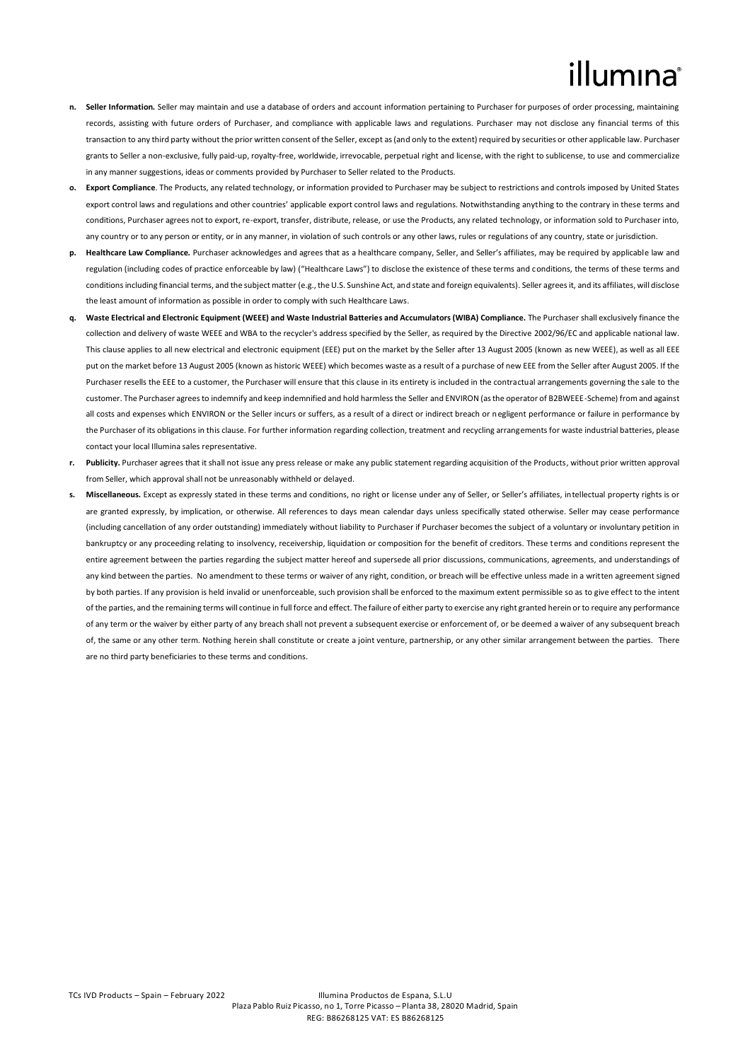**n. Seller Information.** Seller may maintain and use a database of orders and account information pertaining to Purchaser for purposes of order processing, maintaining records, assisting with future orders of Purchaser, and compliance with applicable laws and regulations. Purchaser may not disclose any financial terms of this transaction to any third party without the prior written consent of the Seller, except as (and only to the extent) required by securities or other applicable law. Purchaser grants to Seller a non-exclusive, fully paid-up, royalty-free, worldwide, irrevocable, perpetual right and license, with the right to sublicense, to use and commercialize in any manner suggestions, ideas or comments provided by Purchaser to Seller related to the Products.

**o. Export Compliance**. The Products, any related technology, or information provided to Purchaser may be subject to restrictions and controls imposed by United States export control laws and regulations and other countries' applicable export control laws and regulations. Notwithstanding anything to the contrary in these terms and conditions, Purchaser agrees not to export, re-export, transfer, distribute, release, or use the Products, any related technology, or information sold to Purchaser into, any country or to any person or entity, or in any manner, in violation of such controls or any other laws, rules or regulations of any country, state or jurisdiction.

**p. Healthcare Law Compliance.** Purchaser acknowledges and agrees that as a healthcare company, Seller, and Seller's affiliates, may be required by applicable law and regulation (including codes of practice enforceable by law) ("Healthcare Laws") to disclose the existence of these terms and conditions, the terms of these terms and conditions including financial terms, and the subject matter (e.g., the U.S. Sunshine Act, and state and foreign equivalents). Seller agrees it, and its affiliates, will disclose the least amount of information as possible in order to comply with such Healthcare Laws.

**q. Waste Electrical and Electronic Equipment (WEEE) and Waste Industrial Batteries and Accumulators (WIBA) Compliance.** The Purchaser shall exclusively finance the collection and delivery of waste WEEE and WBA to the recycler's address specified by the Seller, as required by the Directive 2002/96/EC and applicable national law. This clause applies to all new electrical and electronic equipment (EEE) put on the market by the Seller after 13 August 2005 (known as new WEEE), as well as all EEE put on the market before 13 August 2005 (known as historic WEEE) which becomes waste as a result of a purchase of new EEE from the Seller after August 2005. If the Purchaser resells the EEE to a customer, the Purchaser will ensure that this clause in its entirety is included in the contractual arrangements governing the sale to the customer. The Purchaser agrees to indemnify and keep indemnified and hold harmless the Seller and ENVIRON (as the operator of B2BWEEE-Scheme) from and against all costs and expenses which ENVIRON or the Seller incurs or suffers, as a result of a direct or indirect breach or negligent performance or failure in performance by the Purchaser of its obligations in this clause. For further information regarding collection, treatment and recycling arrangements for waste industrial batteries, please contact your local Illumina sales representative.

**r. Publicity.** Purchaser agrees that it shall not issue any press release or make any public statement regarding acquisition of the Products, without prior written approval from Seller, which approval shall not be unreasonably withheld or delayed.

**s. Miscellaneous.** Except as expressly stated in these terms and conditions, no right or license under any of Seller, or Seller's affiliates, intellectual property rights is or are granted expressly, by implication, or otherwise. All references to days mean calendar days unless specifically stated otherwise. Seller may cease performance (including cancellation of any order outstanding) immediately without liability to Purchaser if Purchaser becomes the subject of a voluntary or involuntary petition in bankruptcy or any proceeding relating to insolvency, receivership, liquidation or composition for the benefit of creditors. These terms and conditions represent the entire agreement between the parties regarding the subject matter hereof and supersede all prior discussions, communications, agreements, and understandings of any kind between the parties. No amendment to these terms or waiver of any right, condition, or breach will be effective unless made in a written agreement signed by both parties. If any provision is held invalid or unenforceable, such provision shall be enforced to the maximum extent permissible so as to give effect to the intent of the parties, and the remaining terms will continue in full force and effect. The failure of either party to exercise any right granted herein or to require any performance of any term or the waiver by either party of any breach shall not prevent a subsequent exercise or enforcement of, or be deemed a waiver of any subsequent breach of, the same or any other term. Nothing herein shall constitute or create a joint venture, partnership, or any other similar arrangement between the parties. There are no third party beneficiaries to these terms and conditions.